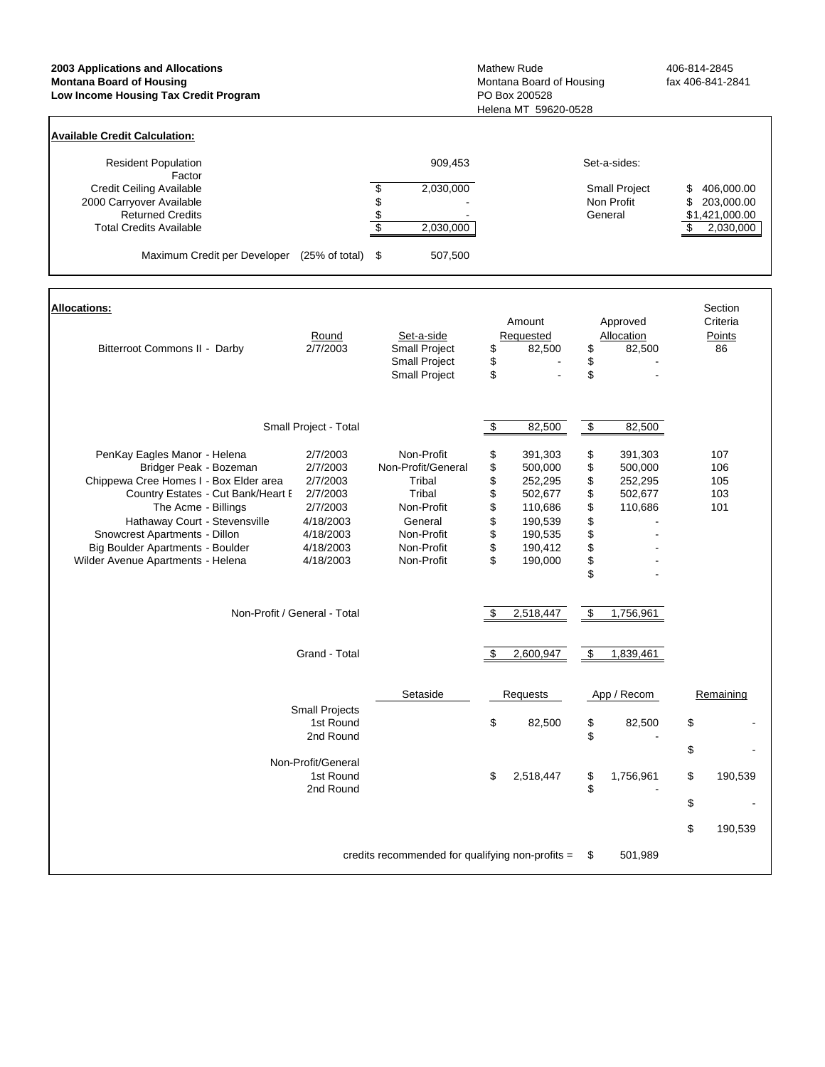**2003 Applications and Allocations**
**Montana Board of Housing**
**Low Income Housing Tax Credit Program**

Mathew Rude
Montana Board of Housing
PO Box 200528
Helena MT 59620-0528

406-814-2845
fax 406-841-2841

**Available Credit Calculation:**

| | | | Set-a-sides: | |
|---|---|---|---|---|
| Resident Population Factor | | 909,453 | | |
| Credit Ceiling Available | $ | 2,030,000 | Small Project | $ 406,000.00 |
| 2000 Carryover Available | $ | - | Non Profit | $ 203,000.00 |
| Returned Credits | $ | - | General | $1,421,000.00 |
| Total Credits Available | $ | 2,030,000 | | $ 2,030,000 |
| Maximum Credit per Developer (25% of total) | $ | 507,500 | | |

**Allocations:**

| | Round | Set-a-side | Amount Requested | Approved Allocation | Section Criteria Points |
|---|---|---|---|---|---|
| Bitterroot Commons II - Darby | 2/7/2003 | Small Project | $ 82,500 | $ 82,500 | 86 |
| | | Small Project | $ - | $ - | |
| | | Small Project | $ - | $ - | |
| Small Project - Total | | | $ 82,500 | $ 82,500 | |
| PenKay Eagles Manor - Helena | 2/7/2003 | Non-Profit | $ 391,303 | $ 391,303 | 107 |
| Bridger Peak - Bozeman | 2/7/2003 | Non-Profit/General | $ 500,000 | $ 500,000 | 106 |
| Chippewa Cree Homes I - Box Elder area | 2/7/2003 | Tribal | $ 252,295 | $ 252,295 | 105 |
| Country Estates - Cut Bank/Heart E | 2/7/2003 | Tribal | $ 502,677 | $ 502,677 | 103 |
| The Acme - Billings | 2/7/2003 | Non-Profit | $ 110,686 | $ 110,686 | 101 |
| Hathaway Court - Stevensville | 4/18/2003 | General | $ 190,539 | $ - | |
| Snowcrest Apartments - Dillon | 4/18/2003 | Non-Profit | $ 190,535 | $ - | |
| Big Boulder Apartments - Boulder | 4/18/2003 | Non-Profit | $ 190,412 | $ - | |
| Wilder Avenue Apartments - Helena | 4/18/2003 | Non-Profit | $ 190,000 | $ - | |
| | | | | $ - | |
| Non-Profit / General - Total | | | $ 2,518,447 | $ 1,756,961 | |
| Grand - Total | | | $ 2,600,947 | $ 1,839,461 | |

| | Setaside | Requests | App / Recom | Remaining |
|---|---|---|---|---|
| Small Projects | | | | |
| 1st Round | | $ 82,500 | $ 82,500 | $ - |
| 2nd Round | | | $ - | |
| | | | | $ - |
| Non-Profit/General | | | | |
| 1st Round | | $ 2,518,447 | $ 1,756,961 | $ 190,539 |
| 2nd Round | | | $ - | |
| | | | | $ - |
| | | | | $ 190,539 |

credits recommended for qualifying non-profits = $ 501,989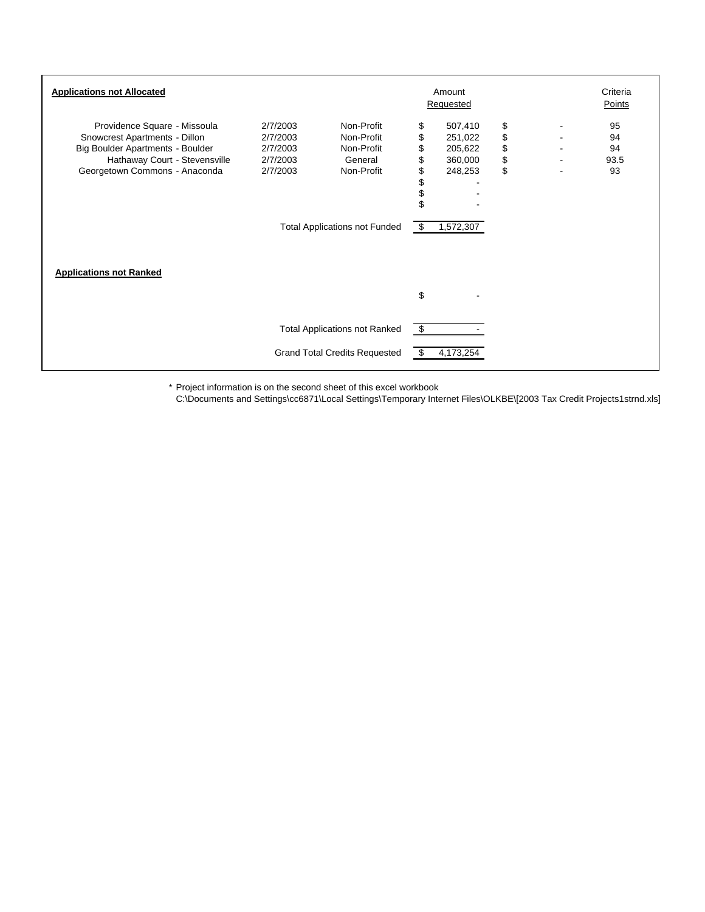**Applications not Allocated**

| | | | Amount Requested | | Criteria Points |
|---|---|---|---|---|---|
| Providence Square - Missoula | 2/7/2003 | Non-Profit | $ 507,410 | $ - | 95 |
| Snowcrest Apartments - Dillon | 2/7/2003 | Non-Profit | $ 251,022 | $ - | 94 |
| Big Boulder Apartments - Boulder | 2/7/2003 | Non-Profit | $ 205,622 | $ - | 94 |
| Hathaway Court - Stevensville | 2/7/2003 | General | $ 360,000 | $ - | 93.5 |
| Georgetown Commons - Anaconda | 2/7/2003 | Non-Profit | $ 248,253 | $ - | 93 |
| | | | $ - | | |
| | | | $ - | | |
| | | | $ - | | |
| | | Total Applications not Funded | $ 1,572,307 | | |

**Applications not Ranked**

| | | | | | |
|---|---|---|---|---|---|
| | | | $ - | | |
| | | Total Applications not Ranked | $ - | | |
| | | Grand Total Credits Requested | $ 4,173,254 | | |

\* Project information is on the second sheet of this excel workbook
C:\Documents and Settings\cc6871\Local Settings\Temporary Internet Files\OLKBE\[2003 Tax Credit Projects1strnd.xls]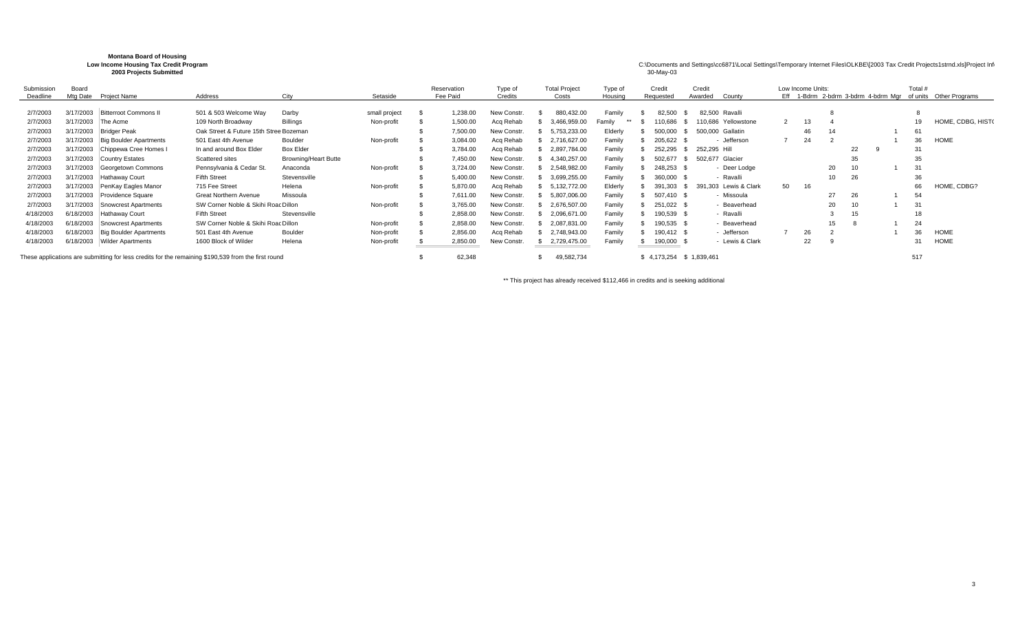**Montana Board of Housing**
**Low Income Housing Tax Credit Program**
**2003 Projects Submitted**

C:\Documents and Settings\cc6871\Local Settings\Temporary Internet Files\OLKBE\[2003 Tax Credit Projects1stmd.xls]Project Inf
30-May-03

| Submission Deadline | Board Mtg Date | Project Name | Address | City | Setaside | Reservation Fee Paid | Type of Credits | Total Project Costs | Type of Housing | Credit Requested | Credit Awarded | County | Low Income Units: Eff | 1-Bdrm | 2-bdrm | 3-bdrm | 4-bdrm | Mgr | Total # of units | Other Programs |
|---|---|---|---|---|---|---|---|---|---|---|---|---|---|---|---|---|---|---|---|---|
| 2/7/2003 | 3/17/2003 | Bitterroot Commons II | 501 & 503 Welcome Way | Darby | small project | $ 1,238.00 | New Constr. | $ 880,432.00 | Family | $ 82,500 | $ 82,500 | Ravalli | | | 8 | | | | 8 | |
| 2/7/2003 | 3/17/2003 | The Acme | 109 North Broadway | Billings | Non-profit | $ 1,500.00 | Acq Rehab | $ 3,466,959.00 | Family ** | $ 110,686 | $ 110,686 | Yellowstone | 2 | 13 | 4 | | | | 19 | HOME, CDBG, HISTO |
| 2/7/2003 | 3/17/2003 | Bridger Peak | Oak Street & Future 15th Stree | Bozeman | | $ 7,500.00 | New Constr. | $ 5,753,233.00 | Elderly | $ 500,000 | $ 500,000 | Gallatin | | 46 | 14 | | | 1 | 61 | |
| 2/7/2003 | 3/17/2003 | Big Boulder Apartments | 501 East 4th Avenue | Boulder | Non-profit | $ 3,084.00 | Acq Rehab | $ 2,716,627.00 | Family | $ 205,622 | $ - | Jefferson | 7 | 24 | 2 | | | 1 | 36 | HOME |
| 2/7/2003 | 3/17/2003 | Chippewa Cree Homes I | In and around Box Elder | Box Elder | | $ 3,784.00 | Acq Rehab | $ 2,897,784.00 | Family | $ 252,295 | $ 252,295 | Hill | | | | 22 | 9 | | 31 | |
| 2/7/2003 | 3/17/2003 | Country Estates | Scattered sites | Browning/Heart Butte | | $ 7,450.00 | New Constr. | $ 4,340,257.00 | Family | $ 502,677 | $ 502,677 | Glacier | | | | 35 | | | 35 | |
| 2/7/2003 | 3/17/2003 | Georgetown Commons | Pennsylvania & Cedar St. | Anaconda | Non-profit | $ 3,724.00 | New Constr. | $ 2,548,982.00 | Family | $ 248,253 | $ - | Deer Lodge | | | 20 | 10 | | 1 | 31 | |
| 2/7/2003 | 3/17/2003 | Hathaway Court | Fifth Street | Stevensville | | $ 5,400.00 | New Constr. | $ 3,699,255.00 | Family | $ 360,000 | $ - | Ravalli | | | 10 | 26 | | | 36 | |
| 2/7/2003 | 3/17/2003 | PenKay Eagles Manor | 715 Fee Street | Helena | Non-profit | $ 5,870.00 | Acq Rehab | $ 5,132,772.00 | Elderly | $ 391,303 | $ 391,303 | Lewis & Clark | 50 | 16 | | | | | 66 | HOME, CDBG? |
| 2/7/2003 | 3/17/2003 | Providence Square | Great Northern Avenue | Missoula | | $ 7,611.00 | New Constr. | $ 5,807,006.00 | Family | $ 507,410 | $ - | Missoula | | | 27 | 26 | | 1 | 54 | |
| 2/7/2003 | 3/17/2003 | Snowcrest Apartments | SW Corner Noble & Skihi Roac | Dillon | Non-profit | $ 3,765.00 | New Constr. | $ 2,676,507.00 | Family | $ 251,022 | $ - | Beaverhead | | | 20 | 10 | | 1 | 31 | |
| 4/18/2003 | 6/18/2003 | Hathaway Court | Fifth Street | Stevensville | | $ 2,858.00 | New Constr. | $ 2,096,671.00 | Family | $ 190,539 | $ - | Ravalli | | | 3 | 15 | | | 18 | |
| 4/18/2003 | 6/18/2003 | Snowcrest Apartments | SW Corner Noble & Skihi Roac | Dillon | Non-profit | $ 2,858.00 | New Constr. | $ 2,087,831.00 | Family | $ 190,535 | $ - | Beaverhead | | | 15 | 8 | | 1 | 24 | |
| 4/18/2003 | 6/18/2003 | Big Boulder Apartments | 501 East 4th Avenue | Boulder | Non-profit | $ 2,856.00 | Acq Rehab | $ 2,748,943.00 | Family | $ 190,412 | $ - | Jefferson | 7 | 26 | 2 | | | 1 | 36 | HOME |
| 4/18/2003 | 6/18/2003 | Wilder Apartments | 1600 Block of Wilder | Helena | Non-profit | $ 2,850.00 | New Constr. | $ 2,729,475.00 | Family | $ 190,000 | $ - | Lewis & Clark | | 22 | 9 | | | | 31 | HOME |
| These applications are submitting for less credits for the remaining $190,539 from the first round | | | | | | $ 62,348 | | $ 49,582,734 | | $ 4,173,254 | $ 1,839,461 | | | | | | | | 517 | |

** This project has already received $112,466 in credits and is seeking additional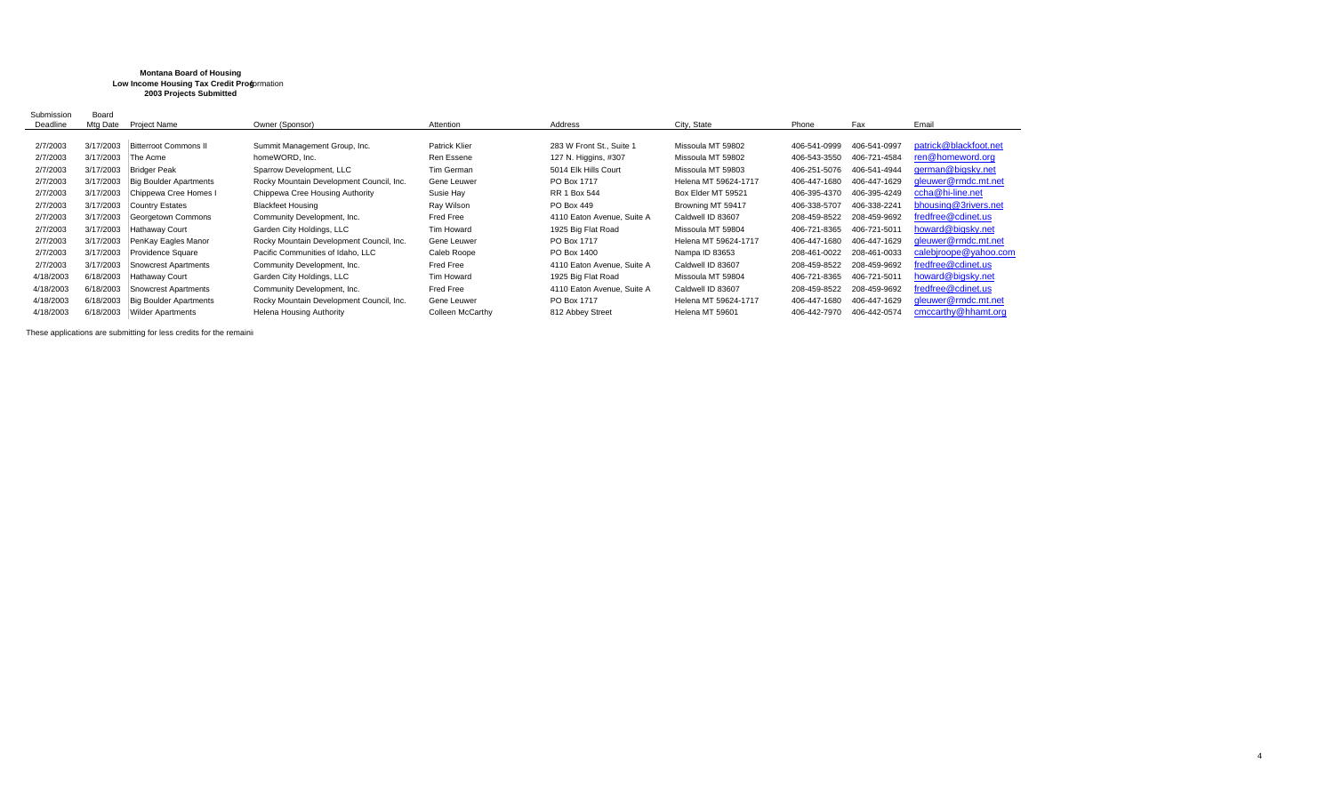**Montana Board of Housing**
**Low Income Housing Tax Credit Program** Information
**2003 Projects Submitted**

| Submission Deadline | Board Mtg Date | Project Name | Owner (Sponsor) | Attention | Address | City, State | Phone | Fax | Email |
|---|---|---|---|---|---|---|---|---|---|
| 2/7/2003 | 3/17/2003 | Bitterroot Commons II | Summit Management Group, Inc. | Patrick Klier | 283 W Front St., Suite 1 | Missoula MT 59802 | 406-541-0999 | 406-541-0997 | patrick@blackfoot.net |
| 2/7/2003 | 3/17/2003 | The Acme | homeWORD, Inc. | Ren Essene | 127 N. Higgins, #307 | Missoula MT 59802 | 406-543-3550 | 406-721-4584 | ren@homeword.org |
| 2/7/2003 | 3/17/2003 | Bridger Peak | Sparrow Development, LLC | Tim German | 5014 Elk Hills Court | Missoula MT 59803 | 406-251-5076 | 406-541-4944 | german@bigsky.net |
| 2/7/2003 | 3/17/2003 | Big Boulder Apartments | Rocky Mountain Development Council, Inc. | Gene Leuwer | PO Box 1717 | Helena MT 59624-1717 | 406-447-1680 | 406-447-1629 | gleuwer@rmdc.mt.net |
| 2/7/2003 | 3/17/2003 | Chippewa Cree Homes I | Chippewa Cree Housing Authority | Susie Hay | RR 1 Box 544 | Box Elder MT 59521 | 406-395-4370 | 406-395-4249 | ccha@hi-line.net |
| 2/7/2003 | 3/17/2003 | Country Estates | Blackfeet Housing | Ray Wilson | PO Box 449 | Browning MT 59417 | 406-338-5707 | 406-338-2241 | bhousing@3rivers.net |
| 2/7/2003 | 3/17/2003 | Georgetown Commons | Community Development, Inc. | Fred Free | 4110 Eaton Avenue, Suite A | Caldwell ID 83607 | 208-459-8522 | 208-459-9692 | fredfree@cdinet.us |
| 2/7/2003 | 3/17/2003 | Hathaway Court | Garden City Holdings, LLC | Tim Howard | 1925 Big Flat Road | Missoula MT 59804 | 406-721-8365 | 406-721-5011 | howard@bigsky.net |
| 2/7/2003 | 3/17/2003 | PenKay Eagles Manor | Rocky Mountain Development Council, Inc. | Gene Leuwer | PO Box 1717 | Helena MT 59624-1717 | 406-447-1680 | 406-447-1629 | gleuwer@rmdc.mt.net |
| 2/7/2003 | 3/17/2003 | Providence Square | Pacific Communities of Idaho, LLC | Caleb Roope | PO Box 1400 | Nampa ID 83653 | 208-461-0022 | 208-461-0033 | calebjroope@yahoo.com |
| 2/7/2003 | 3/17/2003 | Snowcrest Apartments | Community Development, Inc. | Fred Free | 4110 Eaton Avenue, Suite A | Caldwell ID 83607 | 208-459-8522 | 208-459-9692 | fredfree@cdinet.us |
| 4/18/2003 | 6/18/2003 | Hathaway Court | Garden City Holdings, LLC | Tim Howard | 1925 Big Flat Road | Missoula MT 59804 | 406-721-8365 | 406-721-5011 | howard@bigsky.net |
| 4/18/2003 | 6/18/2003 | Snowcrest Apartments | Community Development, Inc. | Fred Free | 4110 Eaton Avenue, Suite A | Caldwell ID 83607 | 208-459-8522 | 208-459-9692 | fredfree@cdinet.us |
| 4/18/2003 | 6/18/2003 | Big Boulder Apartments | Rocky Mountain Development Council, Inc. | Gene Leuwer | PO Box 1717 | Helena MT 59624-1717 | 406-447-1680 | 406-447-1629 | gleuwer@rmdc.mt.net |
| 4/18/2003 | 6/18/2003 | Wilder Apartments | Helena Housing Authority | Colleen McCarthy | 812 Abbey Street | Helena MT 59601 | 406-442-7970 | 406-442-0574 | cmccarthy@hhamt.org |

These applications are submitting for less credits for the remaini